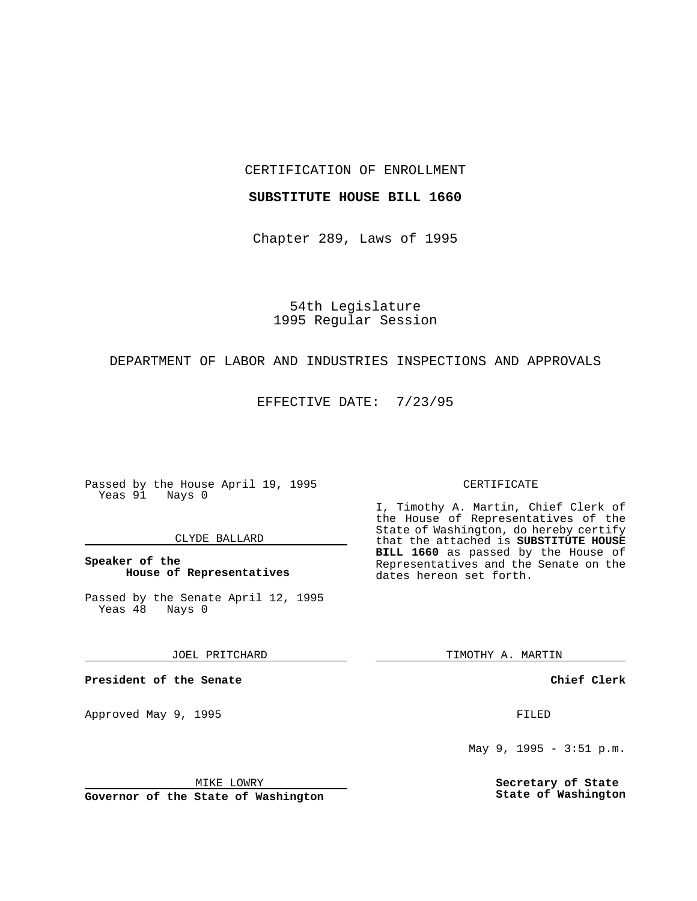CERTIFICATION OF ENROLLMENT

**SUBSTITUTE HOUSE BILL 1660**

Chapter 289, Laws of 1995

54th Legislature
1995 Regular Session

DEPARTMENT OF LABOR AND INDUSTRIES INSPECTIONS AND APPROVALS

EFFECTIVE DATE: 7/23/95

Passed by the House April 19, 1995
Yeas 91 Nays 0

CLYDE BALLARD

**Speaker of the House of Representatives**

Passed by the Senate April 12, 1995
Yeas 48 Nays 0

JOEL PRITCHARD

**President of the Senate**

Approved May 9, 1995

MIKE LOWRY

**Governor of the State of Washington**

CERTIFICATE

I, Timothy A. Martin, Chief Clerk of the House of Representatives of the State of Washington, do hereby certify that the attached is **SUBSTITUTE HOUSE BILL 1660** as passed by the House of Representatives and the Senate on the dates hereon set forth.

TIMOTHY A. MARTIN

**Chief Clerk**

FILED

May 9, 1995 - 3:51 p.m.

**Secretary of State**
**State of Washington**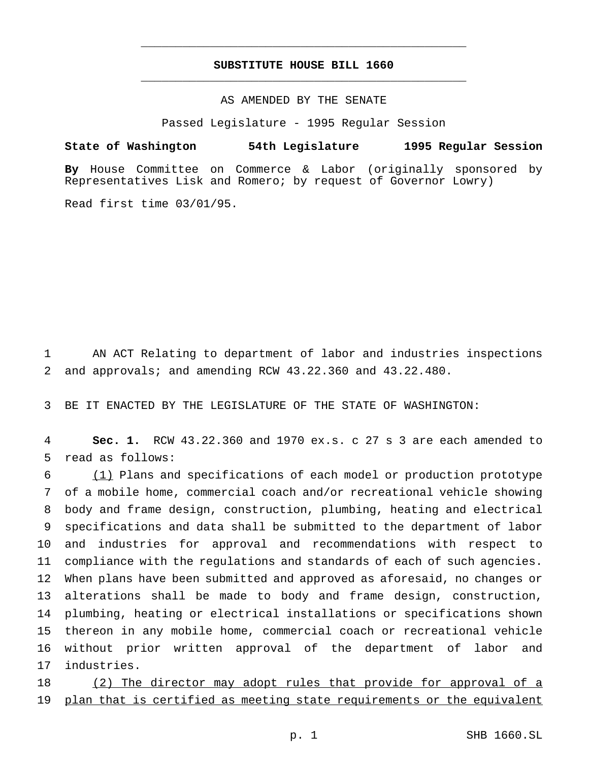# SUBSTITUTE HOUSE BILL 1660

AS AMENDED BY THE SENATE

Passed Legislature - 1995 Regular Session

**State of Washington 54th Legislature 1995 Regular Session**

**By** House Committee on Commerce & Labor (originally sponsored by Representatives Lisk and Romero; by request of Governor Lowry)

Read first time 03/01/95.

AN ACT Relating to department of labor and industries inspections and approvals; and amending RCW 43.22.360 and 43.22.480.

BE IT ENACTED BY THE LEGISLATURE OF THE STATE OF WASHINGTON:

**Sec. 1.** RCW 43.22.360 and 1970 ex.s. c 27 s 3 are each amended to read as follows:

<u>(1)</u> Plans and specifications of each model or production prototype of a mobile home, commercial coach and/or recreational vehicle showing body and frame design, construction, plumbing, heating and electrical specifications and data shall be submitted to the department of labor and industries for approval and recommendations with respect to compliance with the regulations and standards of each of such agencies. When plans have been submitted and approved as aforesaid, no changes or alterations shall be made to body and frame design, construction, plumbing, heating or electrical installations or specifications shown thereon in any mobile home, commercial coach or recreational vehicle without prior written approval of the department of labor and industries.

<u>(2) The director may adopt rules that provide for approval of a plan that is certified as meeting state requirements or the equivalent</u>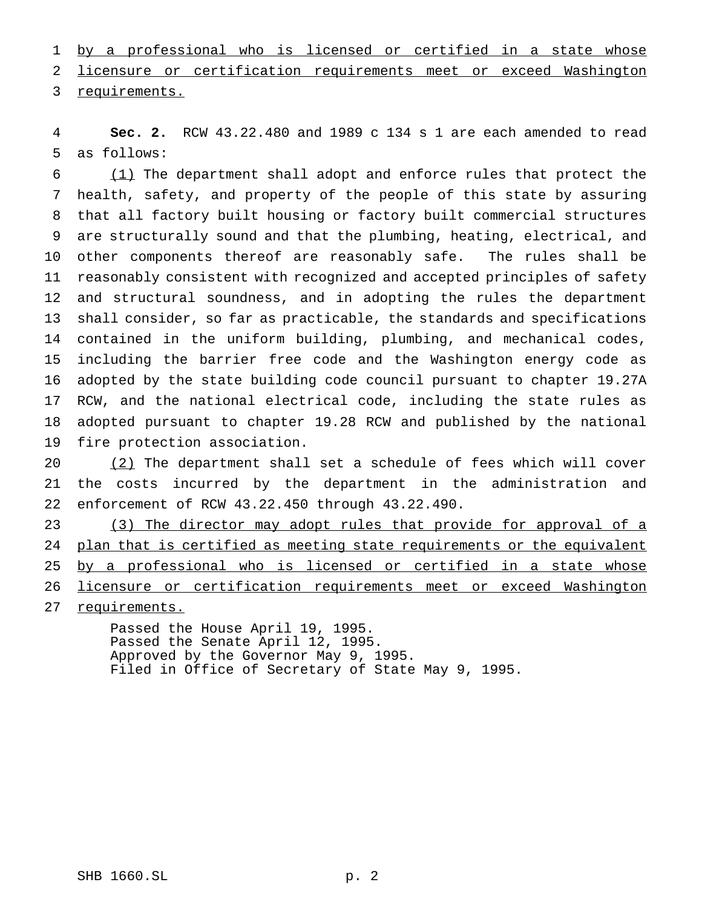by a professional who is licensed or certified in a state whose licensure or certification requirements meet or exceed Washington requirements.

**Sec. 2.** RCW 43.22.480 and 1989 c 134 s 1 are each amended to read as follows:

(1) The department shall adopt and enforce rules that protect the health, safety, and property of the people of this state by assuring that all factory built housing or factory built commercial structures are structurally sound and that the plumbing, heating, electrical, and other components thereof are reasonably safe. The rules shall be reasonably consistent with recognized and accepted principles of safety and structural soundness, and in adopting the rules the department shall consider, so far as practicable, the standards and specifications contained in the uniform building, plumbing, and mechanical codes, including the barrier free code and the Washington energy code as adopted by the state building code council pursuant to chapter 19.27A RCW, and the national electrical code, including the state rules as adopted pursuant to chapter 19.28 RCW and published by the national fire protection association.

(2) The department shall set a schedule of fees which will cover the costs incurred by the department in the administration and enforcement of RCW 43.22.450 through 43.22.490.

(3) The director may adopt rules that provide for approval of a plan that is certified as meeting state requirements or the equivalent by a professional who is licensed or certified in a state whose licensure or certification requirements meet or exceed Washington requirements.

Passed the House April 19, 1995.
Passed the Senate April 12, 1995.
Approved by the Governor May 9, 1995.
Filed in Office of Secretary of State May 9, 1995.